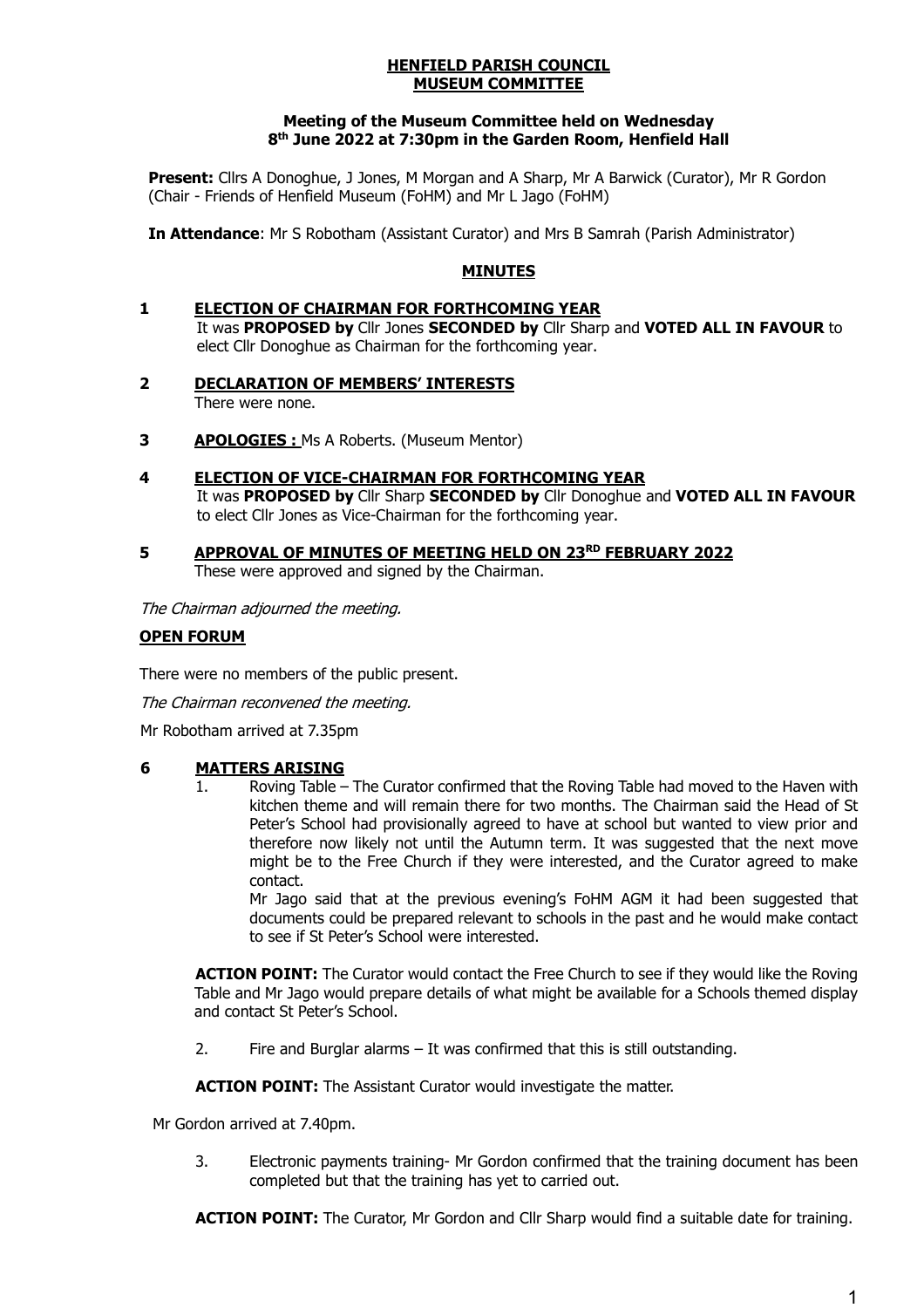**HENFIELD PARISH COUNCIL**
**MUSEUM COMMITTEE**

**Meeting of the Museum Committee held on Wednesday 8th June 2022 at 7:30pm in the Garden Room, Henfield Hall**

**Present:** Cllrs A Donoghue, J Jones, M Morgan and A Sharp, Mr A Barwick (Curator), Mr R Gordon (Chair - Friends of Henfield Museum (FoHM) and Mr L Jago (FoHM)

**In Attendance**: Mr S Robotham (Assistant Curator) and Mrs B Samrah (Parish Administrator)

## MINUTES

**1 ELECTION OF CHAIRMAN FOR FORTHCOMING YEAR**

It was **PROPOSED by** Cllr Jones **SECONDED by** Cllr Sharp and **VOTED ALL IN FAVOUR** to elect Cllr Donoghue as Chairman for the forthcoming year.

**2 DECLARATION OF MEMBERS' INTERESTS**

There were none.

**3 APOLOGIES :** Ms A Roberts. (Museum Mentor)

**4 ELECTION OF VICE-CHAIRMAN FOR FORTHCOMING YEAR**

It was **PROPOSED by** Cllr Sharp **SECONDED by** Cllr Donoghue and **VOTED ALL IN FAVOUR** to elect Cllr Jones as Vice-Chairman for the forthcoming year.

**5 APPROVAL OF MINUTES OF MEETING HELD ON 23RD FEBRUARY 2022**

These were approved and signed by the Chairman.

*The Chairman adjourned the meeting.*

**OPEN FORUM**

There were no members of the public present.

*The Chairman reconvened the meeting.*

Mr Robotham arrived at 7.35pm

**6 MATTERS ARISING**

1. Roving Table – The Curator confirmed that the Roving Table had moved to the Haven with kitchen theme and will remain there for two months. The Chairman said the Head of St Peter's School had provisionally agreed to have at school but wanted to view prior and therefore now likely not until the Autumn term. It was suggested that the next move might be to the Free Church if they were interested, and the Curator agreed to make contact.

   Mr Jago said that at the previous evening's FoHM AGM it had been suggested that documents could be prepared relevant to schools in the past and he would make contact to see if St Peter's School were interested.

**ACTION POINT:** The Curator would contact the Free Church to see if they would like the Roving Table and Mr Jago would prepare details of what might be available for a Schools themed display and contact St Peter's School.

2. Fire and Burglar alarms – It was confirmed that this is still outstanding.

**ACTION POINT:** The Assistant Curator would investigate the matter.

Mr Gordon arrived at 7.40pm.

3. Electronic payments training- Mr Gordon confirmed that the training document has been completed but that the training has yet to carried out.

**ACTION POINT:** The Curator, Mr Gordon and Cllr Sharp would find a suitable date for training.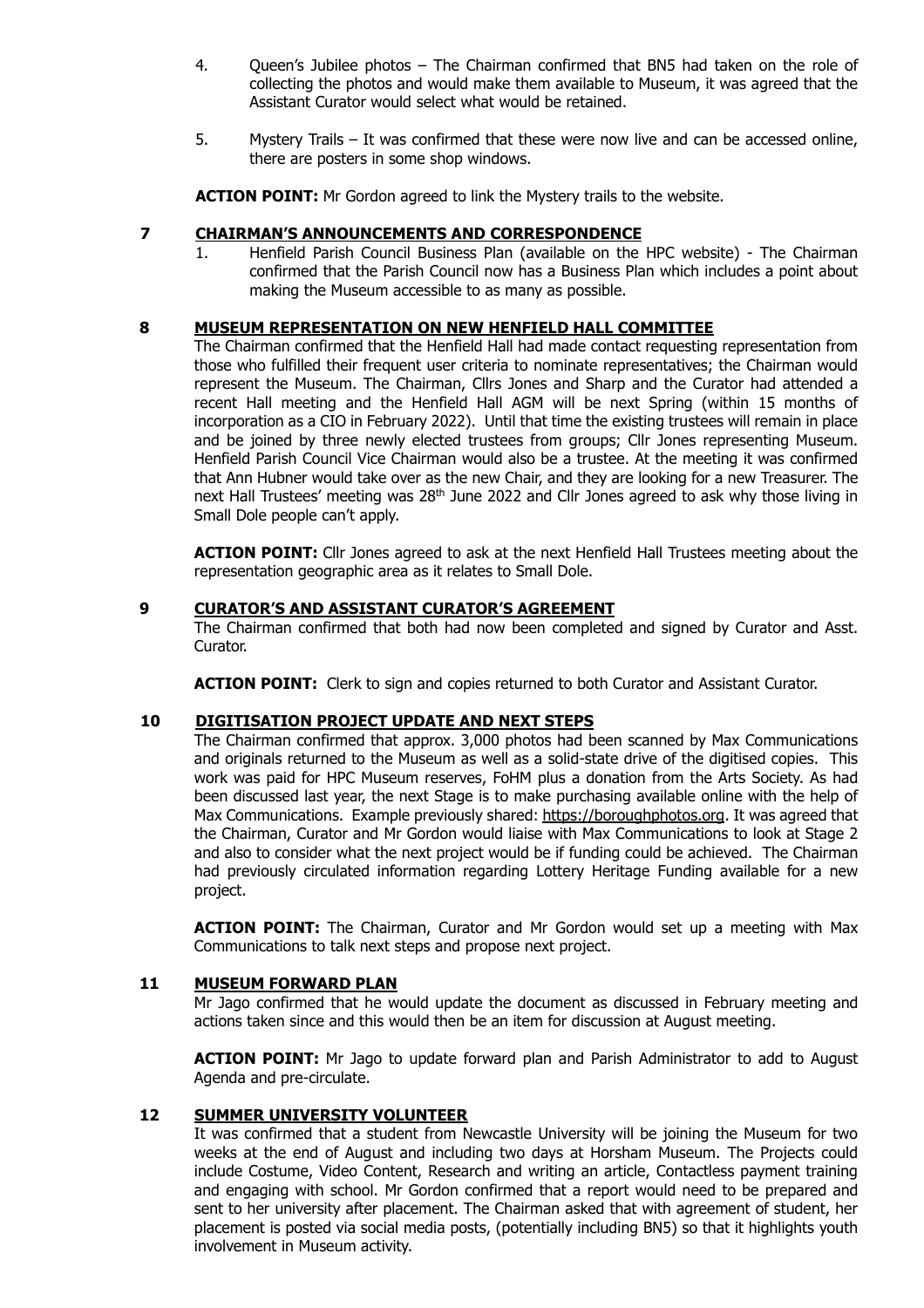4. Queen's Jubilee photos – The Chairman confirmed that BN5 had taken on the role of collecting the photos and would make them available to Museum, it was agreed that the Assistant Curator would select what would be retained.

5. Mystery Trails – It was confirmed that these were now live and can be accessed online, there are posters in some shop windows.

**ACTION POINT:** Mr Gordon agreed to link the Mystery trails to the website.

## 7 CHAIRMAN'S ANNOUNCEMENTS AND CORRESPONDENCE

1. Henfield Parish Council Business Plan (available on the HPC website) - The Chairman confirmed that the Parish Council now has a Business Plan which includes a point about making the Museum accessible to as many as possible.

## 8 MUSEUM REPRESENTATION ON NEW HENFIELD HALL COMMITTEE

The Chairman confirmed that the Henfield Hall had made contact requesting representation from those who fulfilled their frequent user criteria to nominate representatives; the Chairman would represent the Museum. The Chairman, Cllrs Jones and Sharp and the Curator had attended a recent Hall meeting and the Henfield Hall AGM will be next Spring (within 15 months of incorporation as a CIO in February 2022). Until that time the existing trustees will remain in place and be joined by three newly elected trustees from groups; Cllr Jones representing Museum. Henfield Parish Council Vice Chairman would also be a trustee. At the meeting it was confirmed that Ann Hubner would take over as the new Chair, and they are looking for a new Treasurer. The next Hall Trustees' meeting was 28th June 2022 and Cllr Jones agreed to ask why those living in Small Dole people can't apply.

**ACTION POINT:** Cllr Jones agreed to ask at the next Henfield Hall Trustees meeting about the representation geographic area as it relates to Small Dole.

## 9 CURATOR'S AND ASSISTANT CURATOR'S AGREEMENT

The Chairman confirmed that both had now been completed and signed by Curator and Asst. Curator.

**ACTION POINT:** Clerk to sign and copies returned to both Curator and Assistant Curator.

## 10 DIGITISATION PROJECT UPDATE AND NEXT STEPS

The Chairman confirmed that approx. 3,000 photos had been scanned by Max Communications and originals returned to the Museum as well as a solid-state drive of the digitised copies. This work was paid for HPC Museum reserves, FoHM plus a donation from the Arts Society. As had been discussed last year, the next Stage is to make purchasing available online with the help of Max Communications. Example previously shared: https://boroughphotos.org. It was agreed that the Chairman, Curator and Mr Gordon would liaise with Max Communications to look at Stage 2 and also to consider what the next project would be if funding could be achieved. The Chairman had previously circulated information regarding Lottery Heritage Funding available for a new project.

**ACTION POINT:** The Chairman, Curator and Mr Gordon would set up a meeting with Max Communications to talk next steps and propose next project.

## 11 MUSEUM FORWARD PLAN

Mr Jago confirmed that he would update the document as discussed in February meeting and actions taken since and this would then be an item for discussion at August meeting.

**ACTION POINT:** Mr Jago to update forward plan and Parish Administrator to add to August Agenda and pre-circulate.

## 12 SUMMER UNIVERSITY VOLUNTEER

It was confirmed that a student from Newcastle University will be joining the Museum for two weeks at the end of August and including two days at Horsham Museum. The Projects could include Costume, Video Content, Research and writing an article, Contactless payment training and engaging with school. Mr Gordon confirmed that a report would need to be prepared and sent to her university after placement. The Chairman asked that with agreement of student, her placement is posted via social media posts, (potentially including BN5) so that it highlights youth involvement in Museum activity.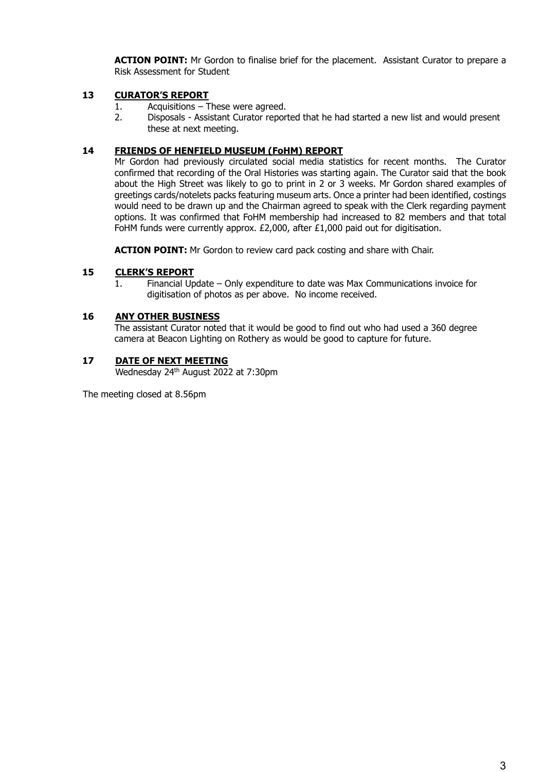**ACTION POINT:** Mr Gordon to finalise brief for the placement. Assistant Curator to prepare a Risk Assessment for Student

## 13 CURATOR'S REPORT

1. Acquisitions – These were agreed.
2. Disposals - Assistant Curator reported that he had started a new list and would present these at next meeting.

## 14 FRIENDS OF HENFIELD MUSEUM (FoHM) REPORT

Mr Gordon had previously circulated social media statistics for recent months. The Curator confirmed that recording of the Oral Histories was starting again. The Curator said that the book about the High Street was likely to go to print in 2 or 3 weeks. Mr Gordon shared examples of greetings cards/notelets packs featuring museum arts. Once a printer had been identified, costings would need to be drawn up and the Chairman agreed to speak with the Clerk regarding payment options. It was confirmed that FoHM membership had increased to 82 members and that total FoHM funds were currently approx. £2,000, after £1,000 paid out for digitisation.

**ACTION POINT:** Mr Gordon to review card pack costing and share with Chair.

## 15 CLERK'S REPORT

1. Financial Update – Only expenditure to date was Max Communications invoice for digitisation of photos as per above. No income received.

## 16 ANY OTHER BUSINESS

The assistant Curator noted that it would be good to find out who had used a 360 degree camera at Beacon Lighting on Rothery as would be good to capture for future.

## 17 DATE OF NEXT MEETING

Wednesday 24th August 2022 at 7:30pm

The meeting closed at 8.56pm